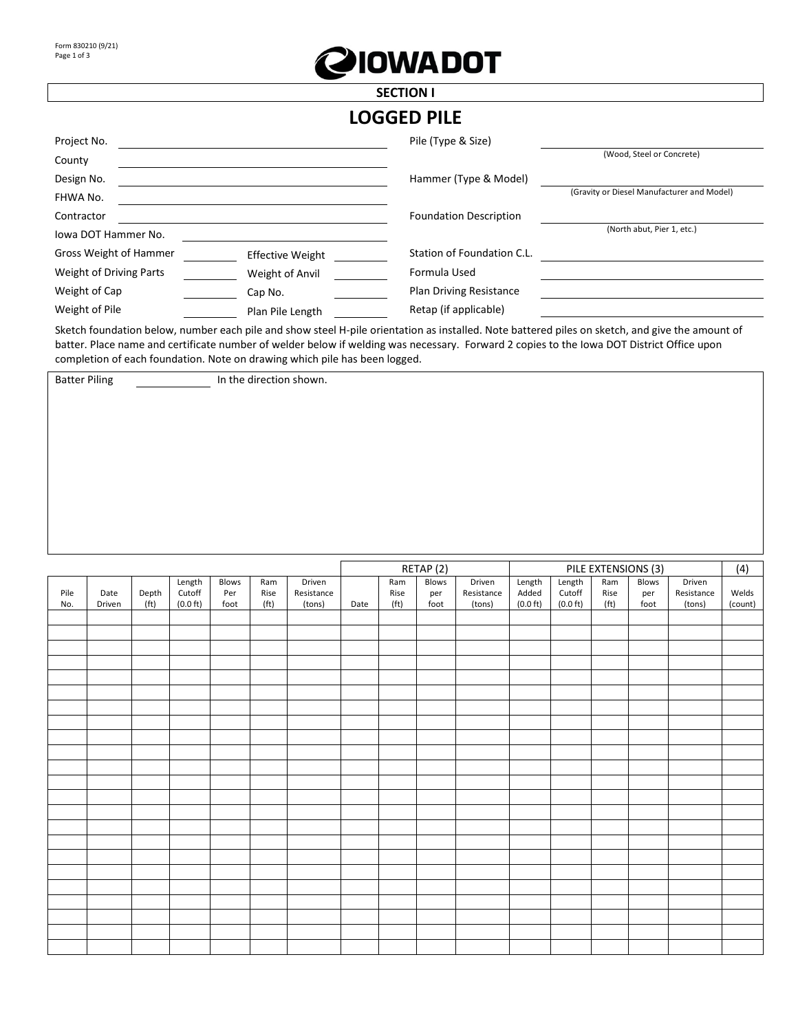Form 830210 (9/21)

IOWA DOT

## SECTION I

# LOGGED PILE

Project No. \_\_\_\_\_\_\_\_\_\_\_\_\_\_\_\_\_\_\_\_

County \_\_\_\_\_\_\_\_\_\_\_\_\_\_\_\_\_\_\_\_

Design No. \_\_\_\_\_\_\_\_\_\_\_\_\_\_\_\_\_\_\_\_

FHWA No. \_\_\_\_\_\_\_\_\_\_\_\_\_\_\_\_\_\_\_\_

Contractor \_\_\_\_\_\_\_\_\_\_\_\_\_\_\_\_\_\_\_\_

Iowa DOT Hammer No. \_\_\_\_\_\_\_\_\_\_\_\_\_\_\_\_\_\_\_\_

Gross Weight of Hammer \_\_\_\_\_\_\_\_ Effective Weight \_\_\_\_\_\_\_\_

Weight of Driving Parts \_\_\_\_\_\_\_\_ Weight of Anvil \_\_\_\_\_\_\_\_

Weight of Cap \_\_\_\_\_\_\_\_ Cap No. \_\_\_\_\_\_\_\_

Weight of Pile \_\_\_\_\_\_\_\_ Plan Pile Length \_\_\_\_\_\_\_\_

Pile (Type & Size) \_\_\_\_\_\_\_\_\_\_\_\_\_\_\_\_\_\_\_\_
(Wood, Steel or Concrete)

Hammer (Type & Model) \_\_\_\_\_\_\_\_\_\_\_\_\_\_\_\_\_\_\_\_
(Gravity or Diesel Manufacturer and Model)

Foundation Description \_\_\_\_\_\_\_\_\_\_\_\_\_\_\_\_\_\_\_\_
(North abut, Pier 1, etc.)

Station of Foundation C.L. \_\_\_\_\_\_\_\_\_\_\_\_\_\_\_\_\_\_\_\_

Formula Used \_\_\_\_\_\_\_\_\_\_\_\_\_\_\_\_\_\_\_\_

Plan Driving Resistance \_\_\_\_\_\_\_\_\_\_\_\_\_\_\_\_\_\_\_\_

Retap (if applicable) \_\_\_\_\_\_\_\_\_\_\_\_\_\_\_\_\_\_\_\_

Sketch foundation below, number each pile and show steel H-pile orientation as installed. Note battered piles on sketch, and give the amount of batter. Place name and certificate number of welder below if welding was necessary. Forward 2 copies to the Iowa DOT District Office upon completion of each foundation. Note on drawing which pile has been logged.

Batter Piling \_\_\_\_\_\_\_\_\_\_ In the direction shown.

| | | | | | | | RETAP (2) | | | | PILE EXTENSIONS (3) | | | | | (4) |
|---|---|---|---|---|---|---|---|---|---|---|---|---|---|---|---|---|
| Pile No. | Date Driven | Depth (ft) | Length Cutoff (0.0 ft) | Blows Per foot | Ram Rise (ft) | Driven Resistance (tons) | Date | Ram Rise (ft) | Blows per foot | Driven Resistance (tons) | Length Added (0.0 ft) | Length Cutoff (0.0 ft) | Ram Rise (ft) | Blows per foot | Driven Resistance (tons) | Welds (count) |
| | | | | | | | | | | | | | | | | |
| | | | | | | | | | | | | | | | | |
| | | | | | | | | | | | | | | | | |
| | | | | | | | | | | | | | | | | |
| | | | | | | | | | | | | | | | | |
| | | | | | | | | | | | | | | | | |
| | | | | | | | | | | | | | | | | |
| | | | | | | | | | | | | | | | | |
| | | | | | | | | | | | | | | | | |
| | | | | | | | | | | | | | | | | |
| | | | | | | | | | | | | | | | | |
| | | | | | | | | | | | | | | | | |
| | | | | | | | | | | | | | | | | |
| | | | | | | | | | | | | | | | | |
| | | | | | | | | | | | | | | | | |
| | | | | | | | | | | | | | | | | |
| | | | | | | | | | | | | | | | | |
| | | | | | | | | | | | | | | | | |
| | | | | | | | | | | | | | | | | |
| | | | | | | | | | | | | | | | | |
| | | | | | | | | | | | | | | | | |
| | | | | | | | | | | | | | | | | |
| | | | | | | | | | | | | | | | | |
| | | | | | | | | | | | | | | | | |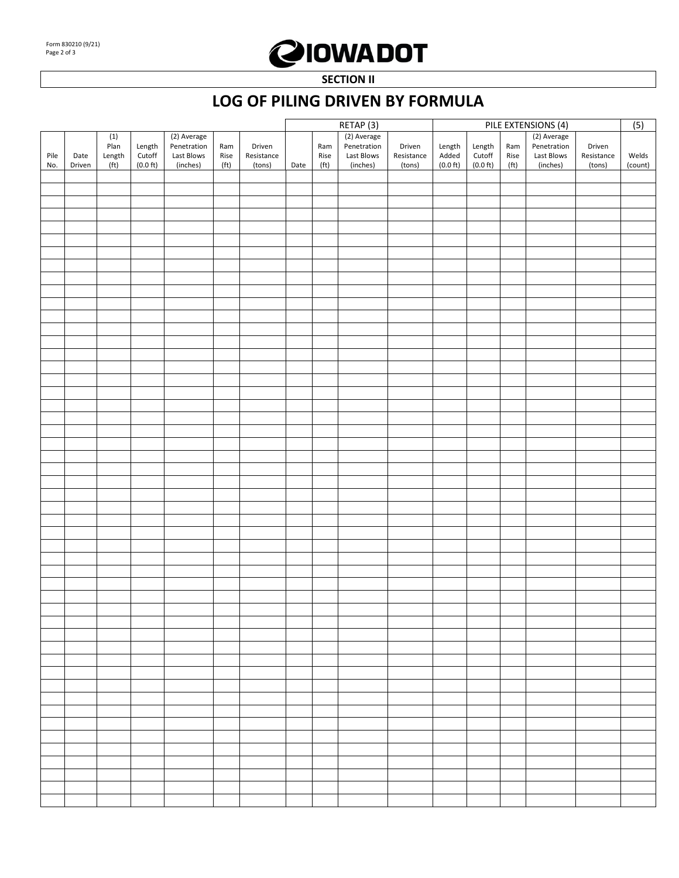## SECTION II

# LOG OF PILING DRIVEN BY FORMULA

| | | | | | | | RETAP (3) | | | | PILE EXTENSIONS (4) | | | | | (5) |
|---|---|---|---|---|---|---|---|---|---|---|---|---|---|---|---|---|
| Pile No. | Date Driven | (1) Plan Length (ft) | Length Cutoff (0.0 ft) | (2) Average Penetration Last Blows (inches) | Ram Rise (ft) | Driven Resistance (tons) | Date | Ram Rise (ft) | (2) Average Penetration Last Blows (inches) | Driven Resistance (tons) | Length Added (0.0 ft) | Length Cutoff (0.0 ft) | Ram Rise (ft) | (2) Average Penetration Last Blows (inches) | Driven Resistance (tons) | Welds (count) |
| | | | | | | | | | | | | | | | | |
| | | | | | | | | | | | | | | | | |
| | | | | | | | | | | | | | | | | |
| | | | | | | | | | | | | | | | | |
| | | | | | | | | | | | | | | | | |
| | | | | | | | | | | | | | | | | |
| | | | | | | | | | | | | | | | | |
| | | | | | | | | | | | | | | | | |
| | | | | | | | | | | | | | | | | |
| | | | | | | | | | | | | | | | | |
| | | | | | | | | | | | | | | | | |
| | | | | | | | | | | | | | | | | |
| | | | | | | | | | | | | | | | | |
| | | | | | | | | | | | | | | | | |
| | | | | | | | | | | | | | | | | |
| | | | | | | | | | | | | | | | | |
| | | | | | | | | | | | | | | | | |
| | | | | | | | | | | | | | | | | |
| | | | | | | | | | | | | | | | | |
| | | | | | | | | | | | | | | | | |
| | | | | | | | | | | | | | | | | |
| | | | | | | | | | | | | | | | | |
| | | | | | | | | | | | | | | | | |
| | | | | | | | | | | | | | | | | |
| | | | | | | | | | | | | | | | | |
| | | | | | | | | | | | | | | | | |
| | | | | | | | | | | | | | | | | |
| | | | | | | | | | | | | | | | | |
| | | | | | | | | | | | | | | | | |
| | | | | | | | | | | | | | | | | |
| | | | | | | | | | | | | | | | | |
| | | | | | | | | | | | | | | | | |
| | | | | | | | | | | | | | | | | |
| | | | | | | | | | | | | | | | | |
| | | | | | | | | | | | | | | | | |
| | | | | | | | | | | | | | | | | |
| | | | | | | | | | | | | | | | | |
| | | | | | | | | | | | | | | | | |
| | | | | | | | | | | | | | | | | |
| | | | | | | | | | | | | | | | | |
| | | | | | | | | | | | | | | | | |
| | | | | | | | | | | | | | | | | |
| | | | | | | | | | | | | | | | | |
| | | | | | | | | | | | | | | | | |
| | | | | | | | | | | | | | | | | |
| | | | | | | | | | | | | | | | | |
| | | | | | | | | | | | | | | | | |
| | | | | | | | | | | | | | | | | |
| | | | | | | | | | | | | | | | | |
| | | | | | | | | | | | | | | | | |
| | | | | | | | | | | | | | | | | |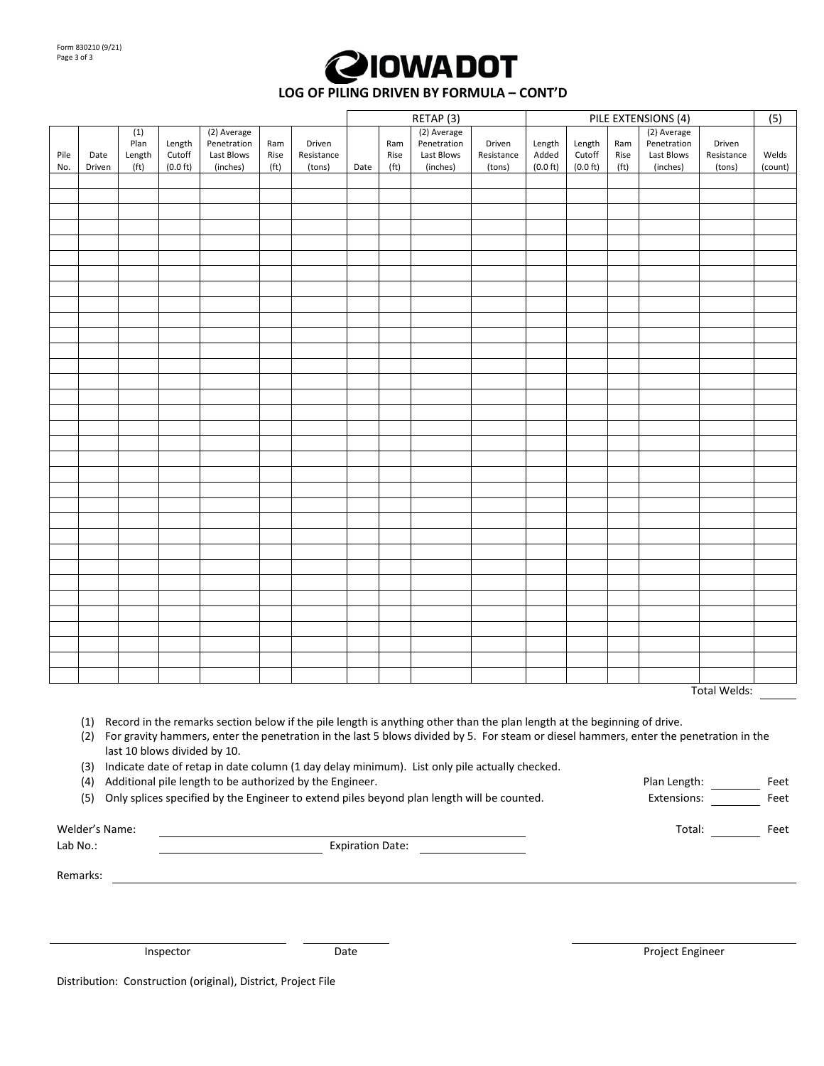Form 830210 (9/21)

# IOWA DOT

## LOG OF PILING DRIVEN BY FORMULA – CONT'D

| | | | | | | | RETAP (3) | | | | PILE EXTENSIONS (4) | | | | | (5) |
|---|---|---|---|---|---|---|---|---|---|---|---|---|---|---|---|---|
| Pile No. | Date Driven | (1) Plan Length (ft) | Length Cutoff (0.0 ft) | (2) Average Penetration Last Blows (inches) | Ram Rise (ft) | Driven Resistance (tons) | Date | Ram Rise (ft) | (2) Average Penetration Last Blows (inches) | Driven Resistance (tons) | Length Added (0.0 ft) | Length Cutoff (0.0 ft) | Ram Rise (ft) | (2) Average Penetration Last Blows (inches) | Driven Resistance (tons) | Welds (count) |
| | | | | | | | | | | | | | | | | |
| | | | | | | | | | | | | | | | | |
| | | | | | | | | | | | | | | | | |
| | | | | | | | | | | | | | | | | |
| | | | | | | | | | | | | | | | | |
| | | | | | | | | | | | | | | | | |
| | | | | | | | | | | | | | | | | |
| | | | | | | | | | | | | | | | | |
| | | | | | | | | | | | | | | | | |
| | | | | | | | | | | | | | | | | |
| | | | | | | | | | | | | | | | | |
| | | | | | | | | | | | | | | | | |
| | | | | | | | | | | | | | | | | |
| | | | | | | | | | | | | | | | | |
| | | | | | | | | | | | | | | | | |
| | | | | | | | | | | | | | | | | |
| | | | | | | | | | | | | | | | | |
| | | | | | | | | | | | | | | | | |
| | | | | | | | | | | | | | | | | |
| | | | | | | | | | | | | | | | | |
| | | | | | | | | | | | | | | | | |
| | | | | | | | | | | | | | | | | |
| | | | | | | | | | | | | | | | | |
| | | | | | | | | | | | | | | | | |
| | | | | | | | | | | | | | | | | |
| | | | | | | | | | | | | | | | | |
| | | | | | | | | | | | | | | | | |
| | | | | | | | | | | | | | | | | |
| | | | | | | | | | | | | | | | | |
| | | | | | | | | | | | | | | | | |
| | | | | | | | | | | | | | | | | |
| | | | | | | | | | | | | | | | | |
| | | | | | | | | | | | | | | | | |

Total Welds: ______

(1) Record in the remarks section below if the pile length is anything other than the plan length at the beginning of drive.
(2) For gravity hammers, enter the penetration in the last 5 blows divided by 5. For steam or diesel hammers, enter the penetration in the last 10 blows divided by 10.
(3) Indicate date of retap in date column (1 day delay minimum). List only pile actually checked.
(4) Additional pile length to be authorized by the Engineer.
(5) Only splices specified by the Engineer to extend piles beyond plan length will be counted.

Plan Length: ________ Feet
Extensions: ________ Feet
Total: ________ Feet

Welder's Name: ______________________________

Lab No.: ______________ Expiration Date: ______________

Remarks: ______________________________

______________________ Inspector ______________ Date ______________________ Project Engineer

Distribution: Construction (original), District, Project File